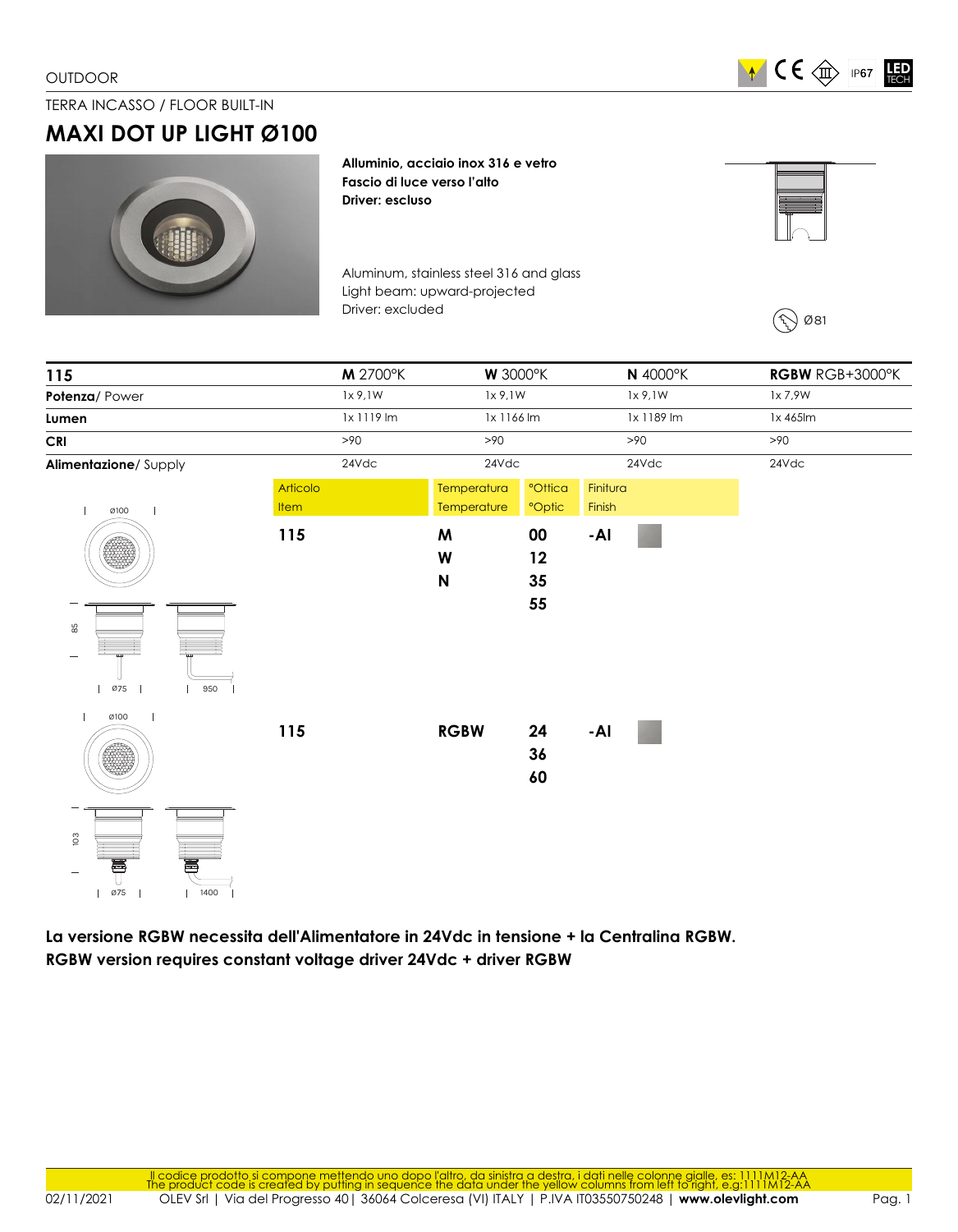OUTDOOR

TERRA INCASSO / FLOOR BUILT-IN

# MAXI DOT UP LIGHT Ø100

**Alluminio, acciaio inox 316 e vetro**
**Fascio di luce verso l'alto**
**Driver: escluso**

Aluminum, stainless steel 316 and glass
Light beam: upward-projected
Driver: excluded

Ø81

| 115 | M 2700°K | W 3000°K | N 4000°K | RGBW RGB+3000°K |
|---|---|---|---|---|
| **Potenza**/ Power | 1x 9,1W | 1x 9,1W | 1x 9,1W | 1x 7,9W |
| **Lumen** | 1x 1119 lm | 1x 1166 lm | 1x 1189 lm | 1x 465lm |
| **CRI** | >90 | >90 | >90 | >90 |
| **Alimentazione**/ Supply | 24Vdc | 24Vdc | 24Vdc | 24Vdc |

| Articolo / Item | Temperatura / Temperature | °Ottica / °Optic | Finitura / Finish |
|---|---|---|---|
| **115** | **M** | **00** | **-Al** |
| | **W** | **12** | |
| | **N** | **35** | |
| | | **55** | |
| **115** | **RGBW** | **24** | **-Al** |
| | | **36** | |
| | | **60** | |

Ø100 — 85 — Ø75 — 950

Ø100 — 103 — Ø75 — 1400

**La versione RGBW necessita dell'Alimentatore in 24Vdc in tensione + la Centralina RGBW.**
**RGBW version requires constant voltage driver 24Vdc + driver RGBW**

Il codice prodotto si compone mettendo uno dopo l'altro, da sinistra a destra, i dati nelle colonne gialle, es: 1111M12-AA
The product code is created by putting in sequence the data under the yellow columns from left to right, e.g.:1111M12-AA

02/11/2021 OLEV Srl | Via del Progresso 40| 36064 Colceresa (VI) ITALY | P.IVA IT03550750248 | **www.olevlight.com**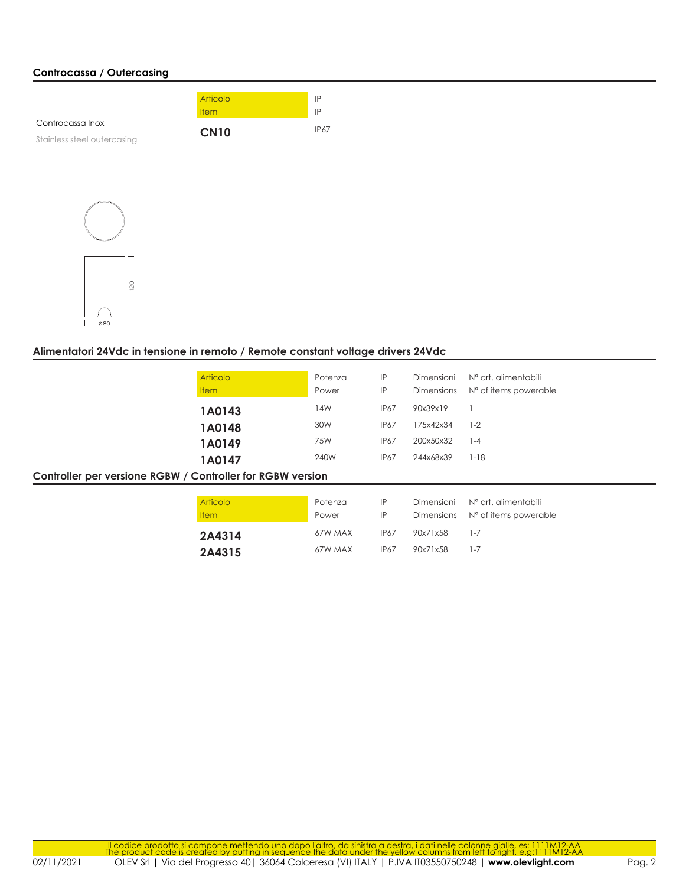## Controcassa / Outercasing

| | Articolo / Item | IP / IP |
|---|---|---|
| Controcassa Inox<br>Stainless steel outercasing | **CN10** | IP67 |

120

ø80

## Alimentatori 24Vdc in tensione in remoto / Remote constant voltage drivers 24Vdc

| Articolo / Item | Potenza / Power | IP / IP | Dimensioni / Dimensions | N° art. alimentabili / N° of items powerable |
|---|---|---|---|---|
| **1A0143** | 14W | IP67 | 90x39x19 | 1 |
| **1A0148** | 30W | IP67 | 175x42x34 | 1-2 |
| **1A0149** | 75W | IP67 | 200x50x32 | 1-4 |
| **1A0147** | 240W | IP67 | 244x68x39 | 1-18 |

## Controller per versione RGBW / Controller for RGBW version

| Articolo / Item | Potenza / Power | IP / IP | Dimensioni / Dimensions | N° art. alimentabili / N° of items powerable |
|---|---|---|---|---|
| **2A4314** | 67W MAX | IP67 | 90x71x58 | 1-7 |
| **2A4315** | 67W MAX | IP67 | 90x71x58 | 1-7 |

Il codice prodotto si compone mettendo uno dopo l'altro, da sinistra a destra, i dati nelle colonne gialle, es: 1111M12-AA
The product code is created by putting in sequence the data under the yellow columns from left to right, e.g:1111M12-AA

02/11/2021 OLEV Srl | Via del Progresso 40 | 36064 Colceresa (VI) ITALY | P.IVA IT03550750248 | **www.olevlight.com**